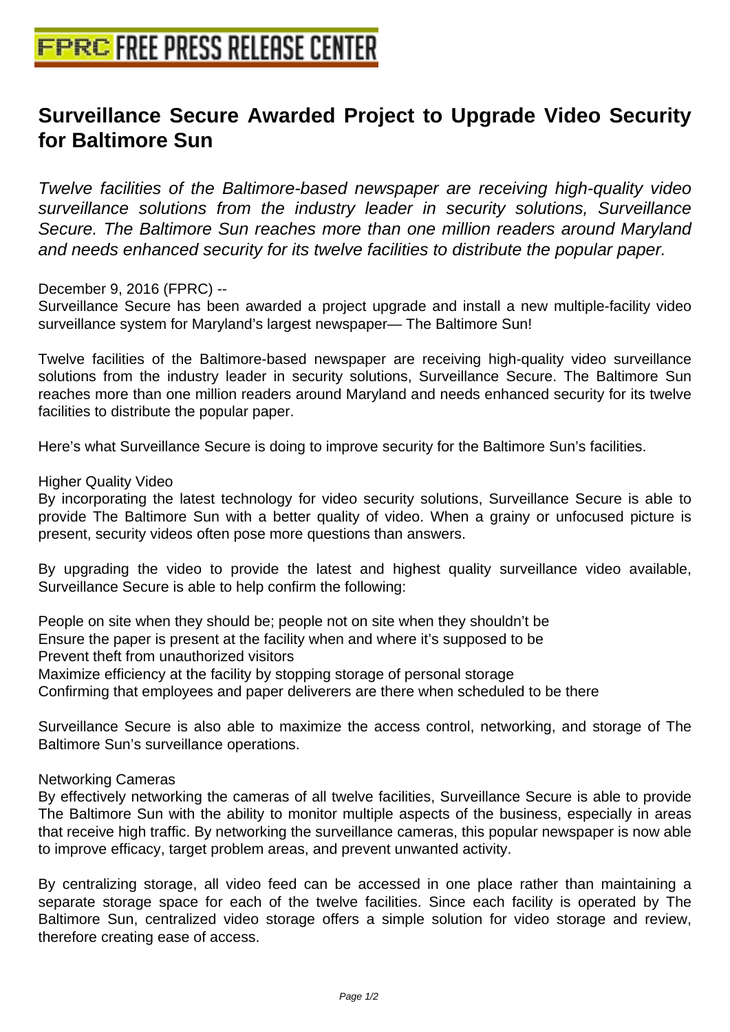# Surveillance Secure Awarded Project to Upgrade Video Security for Baltimore Sun

*Twelve facilities of the Baltimore-based newspaper are receiving high-quality video surveillance solutions from the industry leader in security solutions, Surveillance Secure. The Baltimore Sun reaches more than one million readers around Maryland and needs enhanced security for its twelve facilities to distribute the popular paper.*

December 9, 2016 (FPRC) --
Surveillance Secure has been awarded a project upgrade and install a new multiple-facility video surveillance system for Maryland's largest newspaper— The Baltimore Sun!

Twelve facilities of the Baltimore-based newspaper are receiving high-quality video surveillance solutions from the industry leader in security solutions, Surveillance Secure. The Baltimore Sun reaches more than one million readers around Maryland and needs enhanced security for its twelve facilities to distribute the popular paper.

Here's what Surveillance Secure is doing to improve security for the Baltimore Sun's facilities.

Higher Quality Video
By incorporating the latest technology for video security solutions, Surveillance Secure is able to provide The Baltimore Sun with a better quality of video. When a grainy or unfocused picture is present, security videos often pose more questions than answers.

By upgrading the video to provide the latest and highest quality surveillance video available, Surveillance Secure is able to help confirm the following:

People on site when they should be; people not on site when they shouldn't be
Ensure the paper is present at the facility when and where it's supposed to be
Prevent theft from unauthorized visitors
Maximize efficiency at the facility by stopping storage of personal storage
Confirming that employees and paper deliverers are there when scheduled to be there

Surveillance Secure is also able to maximize the access control, networking, and storage of The Baltimore Sun's surveillance operations.

Networking Cameras
By effectively networking the cameras of all twelve facilities, Surveillance Secure is able to provide The Baltimore Sun with the ability to monitor multiple aspects of the business, especially in areas that receive high traffic. By networking the surveillance cameras, this popular newspaper is now able to improve efficacy, target problem areas, and prevent unwanted activity.

By centralizing storage, all video feed can be accessed in one place rather than maintaining a separate storage space for each of the twelve facilities. Since each facility is operated by The Baltimore Sun, centralized video storage offers a simple solution for video storage and review, therefore creating ease of access.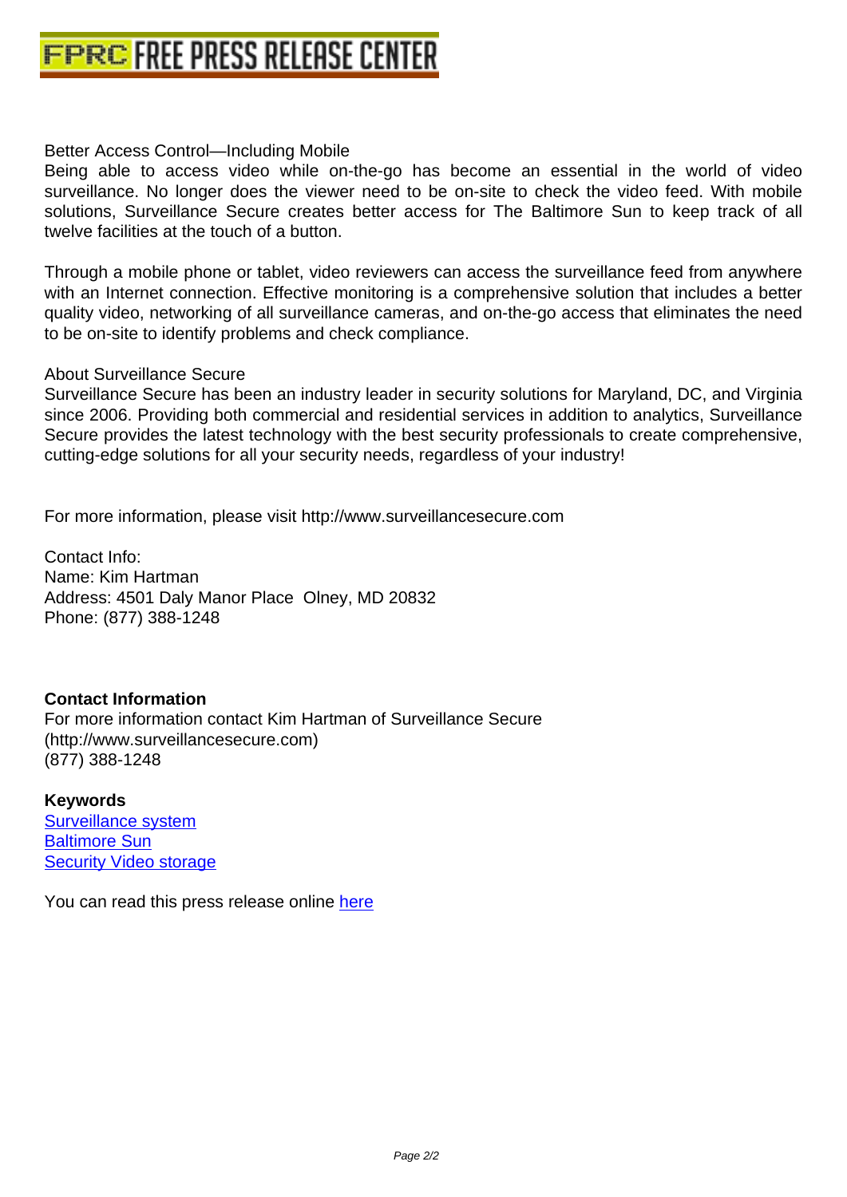Better Access Control—Including Mobile

Being able to access video while on-the-go has become an essential in the world of video surveillance. No longer does the viewer need to be on-site to check the video feed. With mobile solutions, Surveillance Secure creates better access for The Baltimore Sun to keep track of all twelve facilities at the touch of a button.

Through a mobile phone or tablet, video reviewers can access the surveillance feed from anywhere with an Internet connection. Effective monitoring is a comprehensive solution that includes a better quality video, networking of all surveillance cameras, and on-the-go access that eliminates the need to be on-site to identify problems and check compliance.

About Surveillance Secure

Surveillance Secure has been an industry leader in security solutions for Maryland, DC, and Virginia since 2006. Providing both commercial and residential services in addition to analytics, Surveillance Secure provides the latest technology with the best security professionals to create comprehensive, cutting-edge solutions for all your security needs, regardless of your industry!

For more information, please visit http://www.surveillancesecure.com

Contact Info:
Name: Kim Hartman
Address: 4501 Daly Manor Place  Olney, MD 20832
Phone: (877) 388-1248

**Contact Information**

For more information contact Kim Hartman of Surveillance Secure
(http://www.surveillancesecure.com)
(877) 388-1248

**Keywords**

Surveillance system
Baltimore Sun
Security Video storage

You can read this press release online here